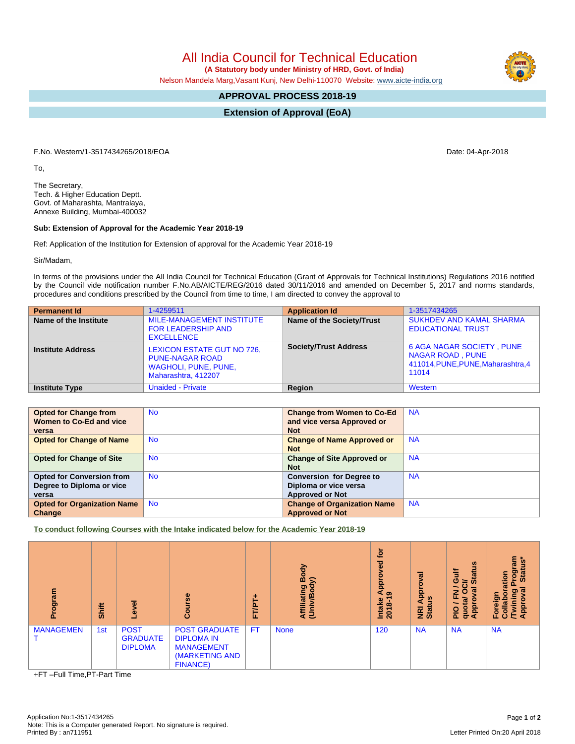# All India Council for Technical Education

**(A Statutory body under Ministry of HRD, Govt. of India)**

Nelson Mandela Marg,Vasant Kunj, New Delhi-110070 Website: www.aicte-india.org

## APPROVAL PROCESS 2018-19

## Extension of Approval (EoA)

F.No. Western/1-3517434265/2018/EOA

Date: 04-Apr-2018

To,

The Secretary,
Tech. & Higher Education Deptt.
Govt. of Maharashta, Mantralaya,
Annexe Building, Mumbai-400032

**Sub: Extension of Approval for the Academic Year 2018-19**

Ref: Application of the Institution for Extension of approval for the Academic Year 2018-19

Sir/Madam,

In terms of the provisions under the All India Council for Technical Education (Grant of Approvals for Technical Institutions) Regulations 2016 notified by the Council vide notification number F.No.AB/AICTE/REG/2016 dated 30/11/2016 and amended on December 5, 2017 and norms standards, procedures and conditions prescribed by the Council from time to time, I am directed to convey the approval to

| **Permanent Id** | 1-4259511 | **Application Id** | 1-3517434265 |
|---|---|---|---|
| **Name of the Institute** | MILE-MANAGEMENT INSTITUTE FOR LEADERSHIP AND EXCELLENCE | **Name of the Society/Trust** | SUKHDEV AND KAMAL SHARMA EDUCATIONAL TRUST |
| **Institute Address** | LEXICON ESTATE GUT NO 726, PUNE-NAGAR ROAD WAGHOLI, PUNE, PUNE, Maharashtra, 412207 | **Society/Trust Address** | 6 AGA NAGAR SOCIETY , PUNE NAGAR ROAD , PUNE 411014,PUNE,PUNE,Maharashtra,411014 |
| **Institute Type** | Unaided - Private | **Region** | Western |

| **Opted for Change from Women to Co-Ed and vice versa** | No | **Change from Women to Co-Ed and vice versa Approved or Not** | NA |
|---|---|---|---|
| **Opted for Change of Name** | No | **Change of Name Approved or Not** | NA |
| **Opted for Change of Site** | No | **Change of Site Approved or Not** | NA |
| **Opted for Conversion from Degree to Diploma or vice versa** | No | **Conversion for Degree to Diploma or vice versa Approved or Not** | NA |
| **Opted for Organization Name Change** | No | **Change of Organization Name Approved or Not** | NA |

**To conduct following Courses with the Intake indicated below for the Academic Year 2018-19**

| Program | Shift | Level | Course | FT/PT+ | Affiliating Body (Univ/Body) | Intake Approved for 2018-19 | NRI Approval Status | PIO / FN / Gulf quota/ OCI/ Approval Status | Foreign Collaboration /Twining Program Approval Status* |
|---|---|---|---|---|---|---|---|---|---|
| MANAGEMENT | 1st | POST GRADUATE DIPLOMA | POST GRADUATE DIPLOMA IN MANAGEMENT (MARKETING AND FINANCE) | FT | None | 120 | NA | NA | NA |

+FT –Full Time,PT-Part Time

Application No:1-3517434265
Note: This is a Computer generated Report. No signature is required.
Printed By : an711951

Letter Printed On:20 April 2018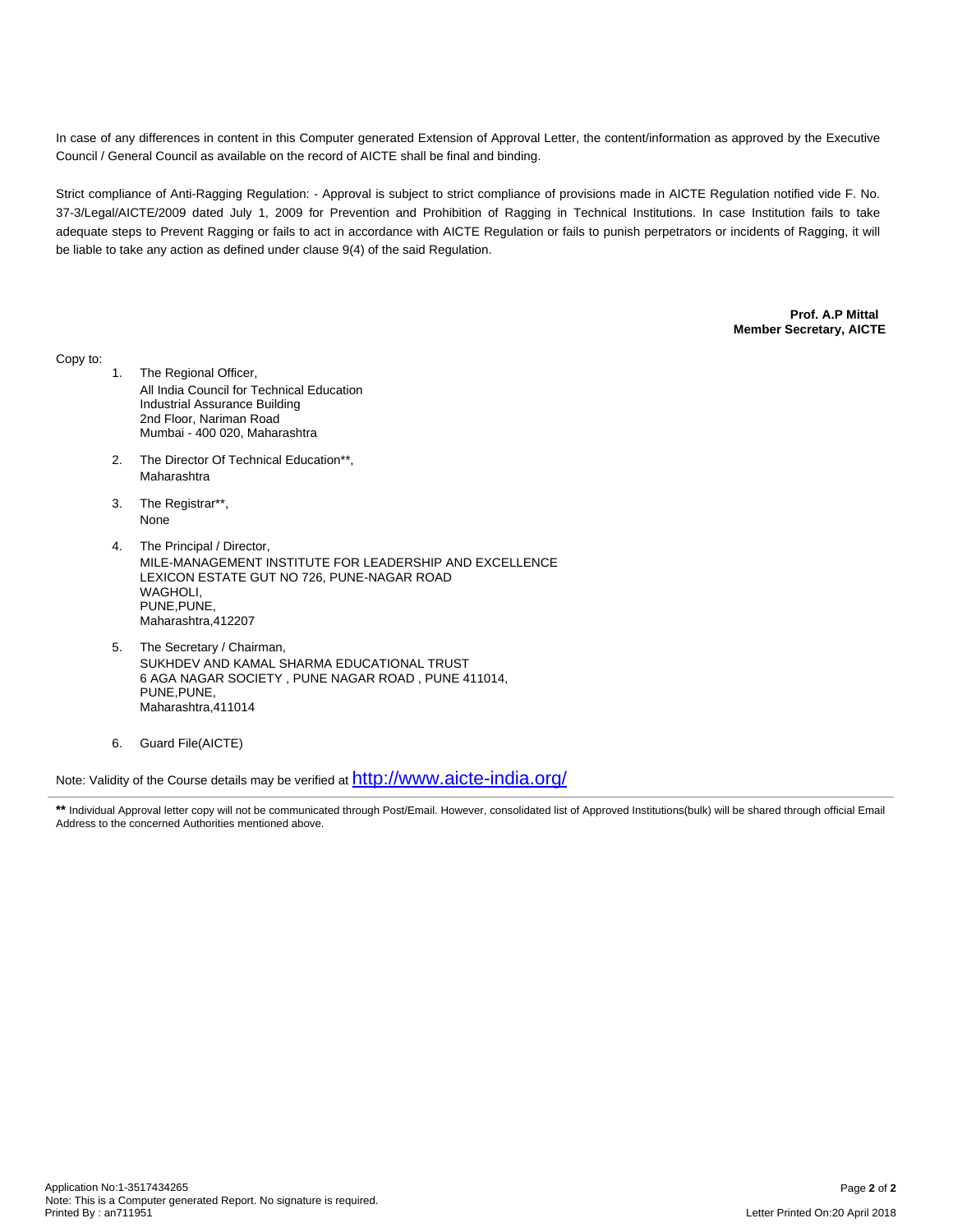In case of any differences in content in this Computer generated Extension of Approval Letter, the content/information as approved by the Executive Council / General Council as available on the record of AICTE shall be final and binding.

Strict compliance of Anti-Ragging Regulation: - Approval is subject to strict compliance of provisions made in AICTE Regulation notified vide F. No. 37-3/Legal/AICTE/2009 dated July 1, 2009 for Prevention and Prohibition of Ragging in Technical Institutions. In case Institution fails to take adequate steps to Prevent Ragging or fails to act in accordance with AICTE Regulation or fails to punish perpetrators or incidents of Ragging, it will be liable to take any action as defined under clause 9(4) of the said Regulation.

**Prof. A.P Mittal**
**Member Secretary, AICTE**

Copy to:

1. The Regional Officer,
   All India Council for Technical Education
   Industrial Assurance Building
   2nd Floor, Nariman Road
   Mumbai - 400 020, Maharashtra

2. The Director Of Technical Education**,
   Maharashtra

3. The Registrar**,
   None

4. The Principal / Director,
   MILE-MANAGEMENT INSTITUTE FOR LEADERSHIP AND EXCELLENCE
   LEXICON ESTATE GUT NO 726, PUNE-NAGAR ROAD
   WAGHOLI,
   PUNE,PUNE,
   Maharashtra,412207

5. The Secretary / Chairman,
   SUKHDEV AND KAMAL SHARMA EDUCATIONAL TRUST
   6 AGA NAGAR SOCIETY , PUNE NAGAR ROAD , PUNE 411014,
   PUNE,PUNE,
   Maharashtra,411014

6. Guard File(AICTE)

Note: Validity of the Course details may be verified at http://www.aicte-india.org/

---

** Individual Approval letter copy will not be communicated through Post/Email. However, consolidated list of Approved Institutions(bulk) will be shared through official Email Address to the concerned Authorities mentioned above.

Application No:1-3517434265
Note: This is a Computer generated Report. No signature is required.
Printed By : an711951

Letter Printed On:20 April 2018